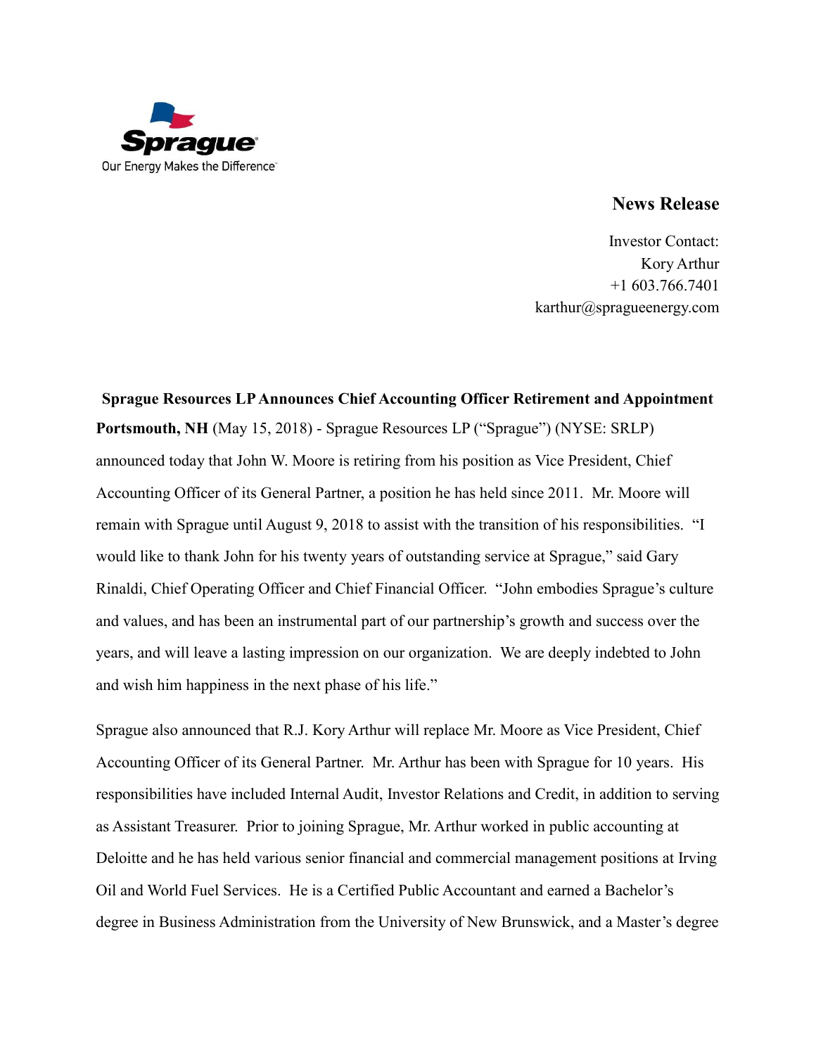Sprague

Our Energy Makes the Difference

**News Release**

Investor Contact:
Kory Arthur
+1 603.766.7401
karthur@spragueenergy.com

**Sprague Resources LP Announces Chief Accounting Officer Retirement and Appointment**

**Portsmouth, NH** (May 15, 2018) - Sprague Resources LP ("Sprague") (NYSE: SRLP) announced today that John W. Moore is retiring from his position as Vice President, Chief Accounting Officer of its General Partner, a position he has held since 2011. Mr. Moore will remain with Sprague until August 9, 2018 to assist with the transition of his responsibilities. "I would like to thank John for his twenty years of outstanding service at Sprague," said Gary Rinaldi, Chief Operating Officer and Chief Financial Officer. "John embodies Sprague's culture and values, and has been an instrumental part of our partnership's growth and success over the years, and will leave a lasting impression on our organization. We are deeply indebted to John and wish him happiness in the next phase of his life."

Sprague also announced that R.J. Kory Arthur will replace Mr. Moore as Vice President, Chief Accounting Officer of its General Partner. Mr. Arthur has been with Sprague for 10 years. His responsibilities have included Internal Audit, Investor Relations and Credit, in addition to serving as Assistant Treasurer. Prior to joining Sprague, Mr. Arthur worked in public accounting at Deloitte and he has held various senior financial and commercial management positions at Irving Oil and World Fuel Services. He is a Certified Public Accountant and earned a Bachelor's degree in Business Administration from the University of New Brunswick, and a Master's degree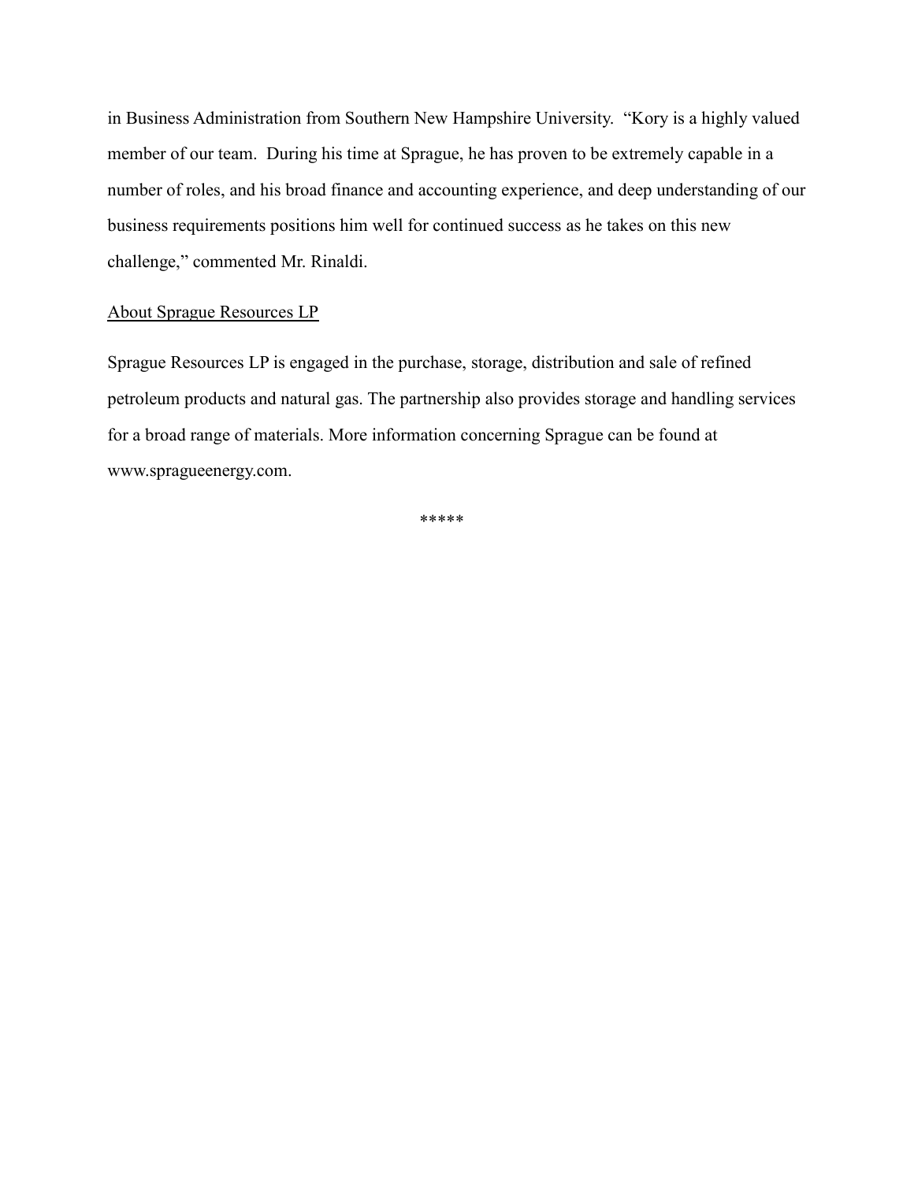in Business Administration from Southern New Hampshire University. "Kory is a highly valued member of our team. During his time at Sprague, he has proven to be extremely capable in a number of roles, and his broad finance and accounting experience, and deep understanding of our business requirements positions him well for continued success as he takes on this new challenge," commented Mr. Rinaldi.

About Sprague Resources LP

Sprague Resources LP is engaged in the purchase, storage, distribution and sale of refined petroleum products and natural gas. The partnership also provides storage and handling services for a broad range of materials. More information concerning Sprague can be found at www.spragueenergy.com.

*****